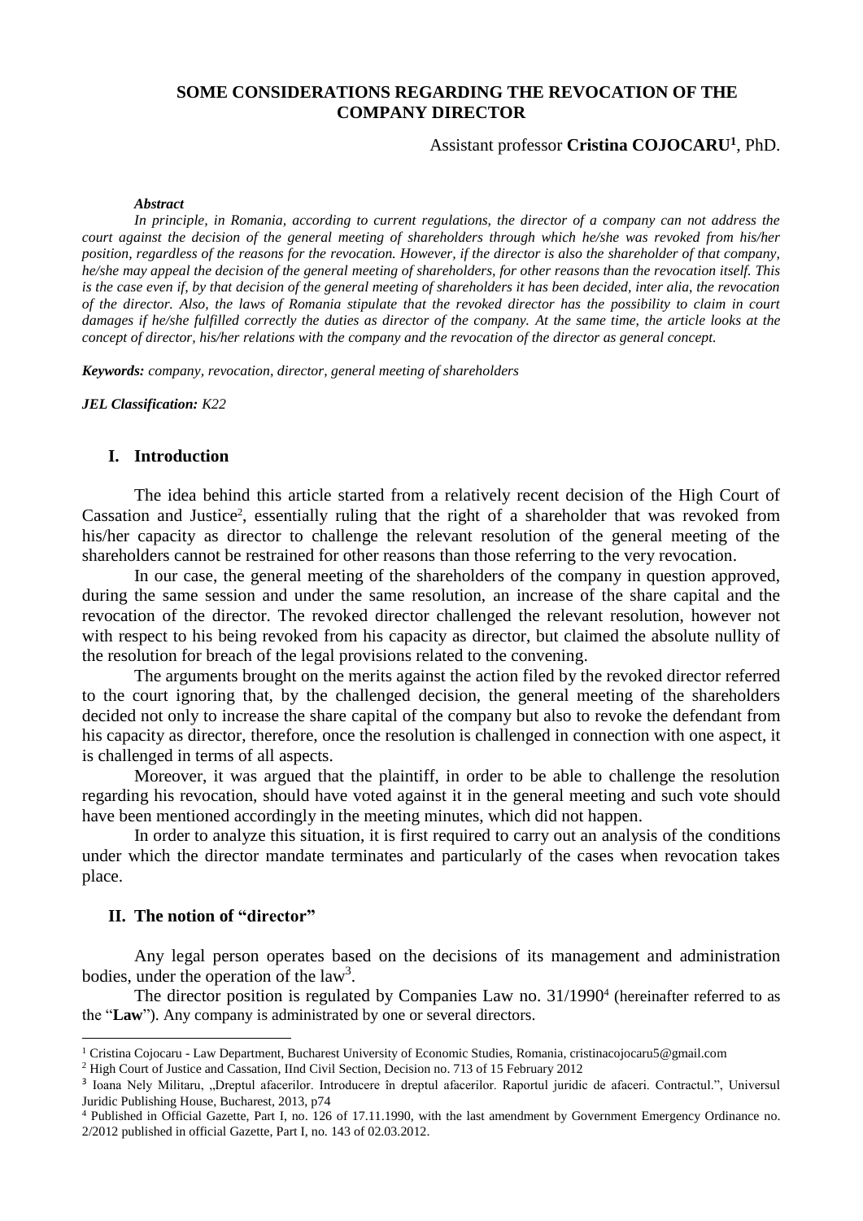# SOME CONSIDERATIONS REGARDING THE REVOCATION OF THE COMPANY DIRECTOR

Assistant professor **Cristina COJOCARU**[1], PhD.

***Abstract***

*In principle, in Romania, according to current regulations, the director of a company can not address the court against the decision of the general meeting of shareholders through which he/she was revoked from his/her position, regardless of the reasons for the revocation. However, if the director is also the shareholder of that company, he/she may appeal the decision of the general meeting of shareholders, for other reasons than the revocation itself. This is the case even if, by that decision of the general meeting of shareholders it has been decided, inter alia, the revocation of the director. Also, the laws of Romania stipulate that the revoked director has the possibility to claim in court damages if he/she fulfilled correctly the duties as director of the company. At the same time, the article looks at the concept of director, his/her relations with the company and the revocation of the director as general concept.*

***Keywords:*** *company, revocation, director, general meeting of shareholders*

***JEL Classification:*** *K22*

## I. Introduction

The idea behind this article started from a relatively recent decision of the High Court of Cassation and Justice[2], essentially ruling that the right of a shareholder that was revoked from his/her capacity as director to challenge the relevant resolution of the general meeting of the shareholders cannot be restrained for other reasons than those referring to the very revocation.

In our case, the general meeting of the shareholders of the company in question approved, during the same session and under the same resolution, an increase of the share capital and the revocation of the director. The revoked director challenged the relevant resolution, however not with respect to his being revoked from his capacity as director, but claimed the absolute nullity of the resolution for breach of the legal provisions related to the convening.

The arguments brought on the merits against the action filed by the revoked director referred to the court ignoring that, by the challenged decision, the general meeting of the shareholders decided not only to increase the share capital of the company but also to revoke the defendant from his capacity as director, therefore, once the resolution is challenged in connection with one aspect, it is challenged in terms of all aspects.

Moreover, it was argued that the plaintiff, in order to be able to challenge the resolution regarding his revocation, should have voted against it in the general meeting and such vote should have been mentioned accordingly in the meeting minutes, which did not happen.

In order to analyze this situation, it is first required to carry out an analysis of the conditions under which the director mandate terminates and particularly of the cases when revocation takes place.

## II. The notion of "director"

Any legal person operates based on the decisions of its management and administration bodies, under the operation of the law[3].

The director position is regulated by Companies Law no. 31/1990[4] (hereinafter referred to as the "**Law**"). Any company is administrated by one or several directors.

---

[1] Cristina Cojocaru - Law Department, Bucharest University of Economic Studies, Romania, cristinacojocaru5@gmail.com

[2] High Court of Justice and Cassation, IInd Civil Section, Decision no. 713 of 15 February 2012

[3] Ioana Nely Militaru, „Dreptul afacerilor. Introducere în dreptul afacerilor. Raportul juridic de afaceri. Contractul.", Universul Juridic Publishing House, Bucharest, 2013, p74

[4] Published in Official Gazette, Part I, no. 126 of 17.11.1990, with the last amendment by Government Emergency Ordinance no. 2/2012 published in official Gazette, Part I, no. 143 of 02.03.2012.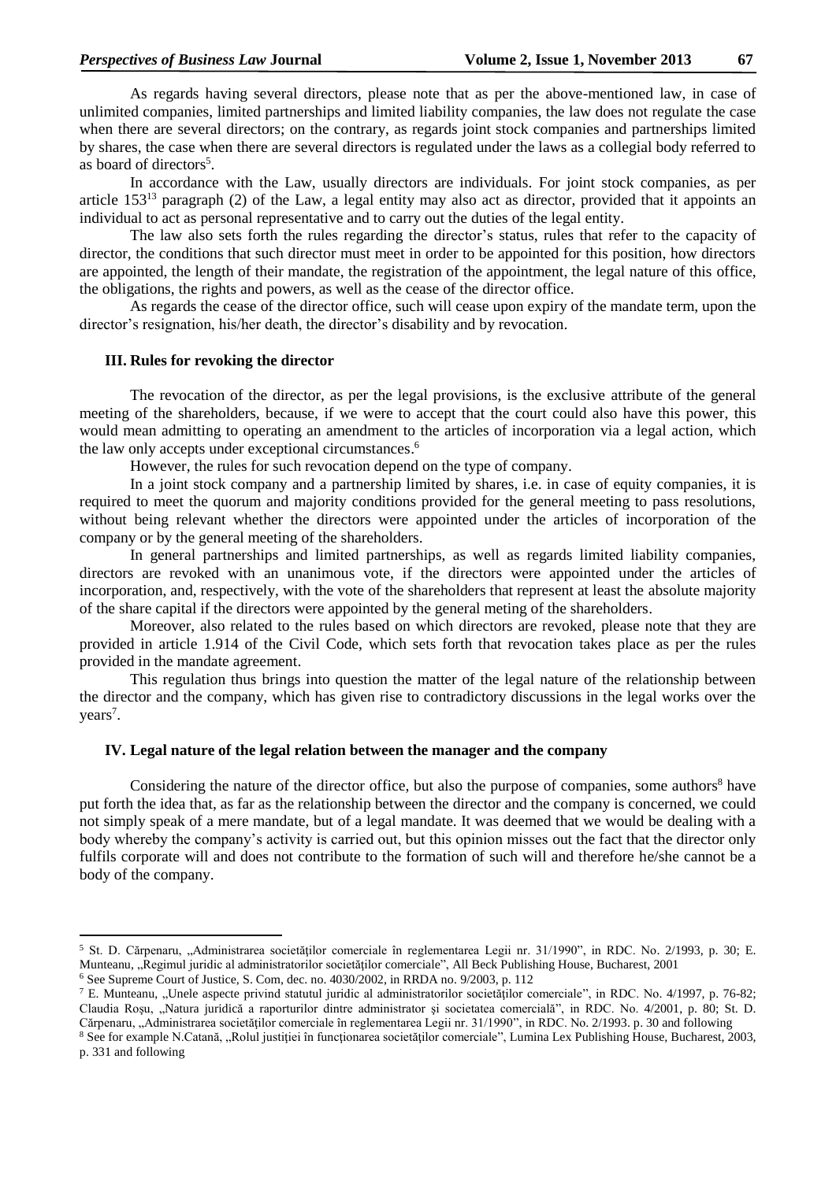As regards having several directors, please note that as per the above-mentioned law, in case of unlimited companies, limited partnerships and limited liability companies, the law does not regulate the case when there are several directors; on the contrary, as regards joint stock companies and partnerships limited by shares, the case when there are several directors is regulated under the laws as a collegial body referred to as board of directors[5].

In accordance with the Law, usually directors are individuals. For joint stock companies, as per article 153[13] paragraph (2) of the Law, a legal entity may also act as director, provided that it appoints an individual to act as personal representative and to carry out the duties of the legal entity.

The law also sets forth the rules regarding the director's status, rules that refer to the capacity of director, the conditions that such director must meet in order to be appointed for this position, how directors are appointed, the length of their mandate, the registration of the appointment, the legal nature of this office, the obligations, the rights and powers, as well as the cease of the director office.

As regards the cease of the director office, such will cease upon expiry of the mandate term, upon the director's resignation, his/her death, the director's disability and by revocation.

## III. Rules for revoking the director

The revocation of the director, as per the legal provisions, is the exclusive attribute of the general meeting of the shareholders, because, if we were to accept that the court could also have this power, this would mean admitting to operating an amendment to the articles of incorporation via a legal action, which the law only accepts under exceptional circumstances.[6]

However, the rules for such revocation depend on the type of company.

In a joint stock company and a partnership limited by shares, i.e. in case of equity companies, it is required to meet the quorum and majority conditions provided for the general meeting to pass resolutions, without being relevant whether the directors were appointed under the articles of incorporation of the company or by the general meeting of the shareholders.

In general partnerships and limited partnerships, as well as regards limited liability companies, directors are revoked with an unanimous vote, if the directors were appointed under the articles of incorporation, and, respectively, with the vote of the shareholders that represent at least the absolute majority of the share capital if the directors were appointed by the general meting of the shareholders.

Moreover, also related to the rules based on which directors are revoked, please note that they are provided in article 1.914 of the Civil Code, which sets forth that revocation takes place as per the rules provided in the mandate agreement.

This regulation thus brings into question the matter of the legal nature of the relationship between the director and the company, which has given rise to contradictory discussions in the legal works over the years[7].

## IV. Legal nature of the legal relation between the manager and the company

Considering the nature of the director office, but also the purpose of companies, some authors[8] have put forth the idea that, as far as the relationship between the director and the company is concerned, we could not simply speak of a mere mandate, but of a legal mandate. It was deemed that we would be dealing with a body whereby the company's activity is carried out, but this opinion misses out the fact that the director only fulfils corporate will and does not contribute to the formation of such will and therefore he/she cannot be a body of the company.

---

[5] St. D. Cărpenaru, „Administrarea societăţilor comerciale în reglementarea Legii nr. 31/1990", in RDC. No. 2/1993, p. 30; E. Munteanu, „Regimul juridic al administratorilor societăţilor comerciale", All Beck Publishing House, Bucharest, 2001

[6] See Supreme Court of Justice, S. Com, dec. no. 4030/2002, in RRDA no. 9/2003, p. 112

[7] E. Munteanu, „Unele aspecte privind statutul juridic al administratorilor societăţilor comerciale", in RDC. No. 4/1997, p. 76-82; Claudia Roşu, „Natura juridică a raporturilor dintre administrator şi societatea comercială", in RDC. No. 4/2001, p. 80; St. D. Cărpenaru, „Administrarea societăţilor comerciale în reglementarea Legii nr. 31/1990", in RDC. No. 2/1993. p. 30 and following

[8] See for example N.Catană, „Rolul justiţiei în funcţionarea societăţilor comerciale", Lumina Lex Publishing House, Bucharest, 2003, p. 331 and following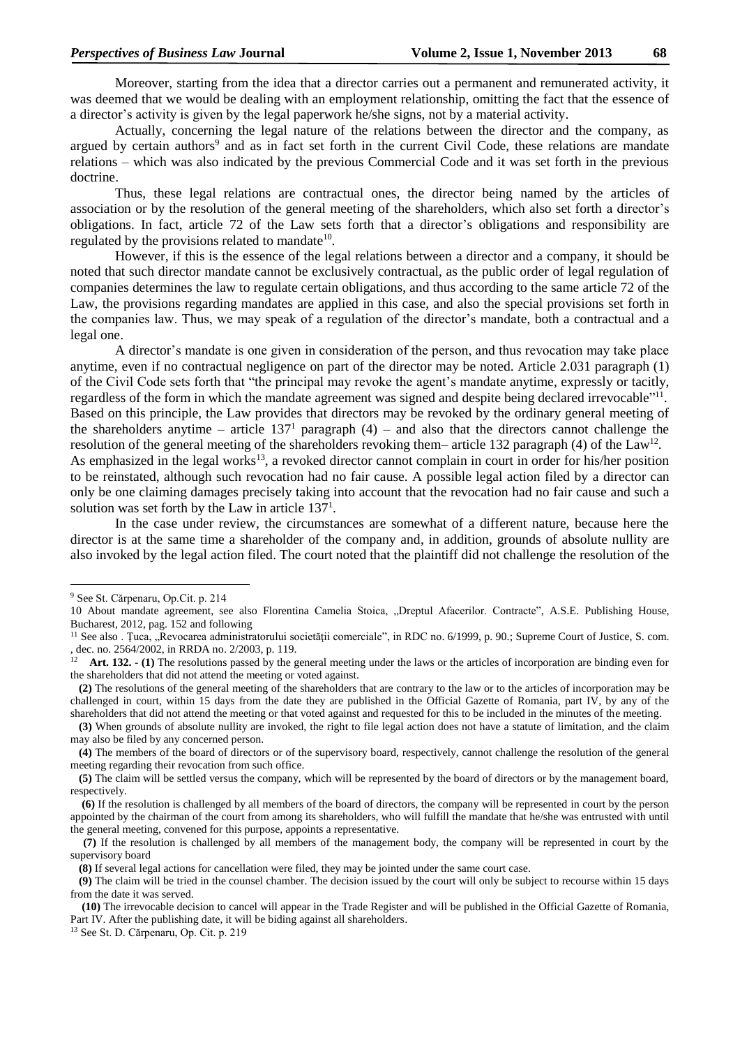Moreover, starting from the idea that a director carries out a permanent and remunerated activity, it was deemed that we would be dealing with an employment relationship, omitting the fact that the essence of a director's activity is given by the legal paperwork he/she signs, not by a material activity.

Actually, concerning the legal nature of the relations between the director and the company, as argued by certain authors[9] and as in fact set forth in the current Civil Code, these relations are mandate relations – which was also indicated by the previous Commercial Code and it was set forth in the previous doctrine.

Thus, these legal relations are contractual ones, the director being named by the articles of association or by the resolution of the general meeting of the shareholders, which also set forth a director's obligations. In fact, article 72 of the Law sets forth that a director's obligations and responsibility are regulated by the provisions related to mandate[10].

However, if this is the essence of the legal relations between a director and a company, it should be noted that such director mandate cannot be exclusively contractual, as the public order of legal regulation of companies determines the law to regulate certain obligations, and thus according to the same article 72 of the Law, the provisions regarding mandates are applied in this case, and also the special provisions set forth in the companies law. Thus, we may speak of a regulation of the director's mandate, both a contractual and a legal one.

A director's mandate is one given in consideration of the person, and thus revocation may take place anytime, even if no contractual negligence on part of the director may be noted. Article 2.031 paragraph (1) of the Civil Code sets forth that "the principal may revoke the agent's mandate anytime, expressly or tacitly, regardless of the form in which the mandate agreement was signed and despite being declared irrevocable"[11]. Based on this principle, the Law provides that directors may be revoked by the ordinary general meeting of the shareholders anytime – article 137[1] paragraph (4) – and also that the directors cannot challenge the resolution of the general meeting of the shareholders revoking them– article 132 paragraph (4) of the Law[12]. As emphasized in the legal works[13], a revoked director cannot complain in court in order for his/her position to be reinstated, although such revocation had no fair cause. A possible legal action filed by a director can only be one claiming damages precisely taking into account that the revocation had no fair cause and such a solution was set forth by the Law in article 137[1].

In the case under review, the circumstances are somewhat of a different nature, because here the director is at the same time a shareholder of the company and, in addition, grounds of absolute nullity are also invoked by the legal action filed. The court noted that the plaintiff did not challenge the resolution of the

---

[9] See St. Cărpenaru, Op.Cit. p. 214

10 About mandate agreement, see also Florentina Camelia Stoica, „Dreptul Afacerilor. Contracte", A.S.E. Publishing House, Bucharest, 2012, pag. 152 and following

[11] See also . Țuca, „Revocarea administratorului societății comerciale", in RDC no. 6/1999, p. 90.; Supreme Court of Justice, S. com. , dec. no. 2564/2002, in RRDA no. 2/2003, p. 119.

[12] **Art. 132.** - **(1)** The resolutions passed by the general meeting under the laws or the articles of incorporation are binding even for the shareholders that did not attend the meeting or voted against.

**(2)** The resolutions of the general meeting of the shareholders that are contrary to the law or to the articles of incorporation may be challenged in court, within 15 days from the date they are published in the Official Gazette of Romania, part IV, by any of the shareholders that did not attend the meeting or that voted against and requested for this to be included in the minutes of the meeting.

**(3)** When grounds of absolute nullity are invoked, the right to file legal action does not have a statute of limitation, and the claim may also be filed by any concerned person.

**(4)** The members of the board of directors or of the supervisory board, respectively, cannot challenge the resolution of the general meeting regarding their revocation from such office.

**(5)** The claim will be settled versus the company, which will be represented by the board of directors or by the management board, respectively.

**(6)** If the resolution is challenged by all members of the board of directors, the company will be represented in court by the person appointed by the chairman of the court from among its shareholders, who will fulfill the mandate that he/she was entrusted with until the general meeting, convened for this purpose, appoints a representative.

**(7)** If the resolution is challenged by all members of the management body, the company will be represented in court by the supervisory board

**(8)** If several legal actions for cancellation were filed, they may be jointed under the same court case.

**(9)** The claim will be tried in the counsel chamber. The decision issued by the court will only be subject to recourse within 15 days from the date it was served.

**(10)** The irrevocable decision to cancel will appear in the Trade Register and will be published in the Official Gazette of Romania, Part IV. After the publishing date, it will be biding against all shareholders.

[13] See St. D. Cărpenaru, Op. Cit. p. 219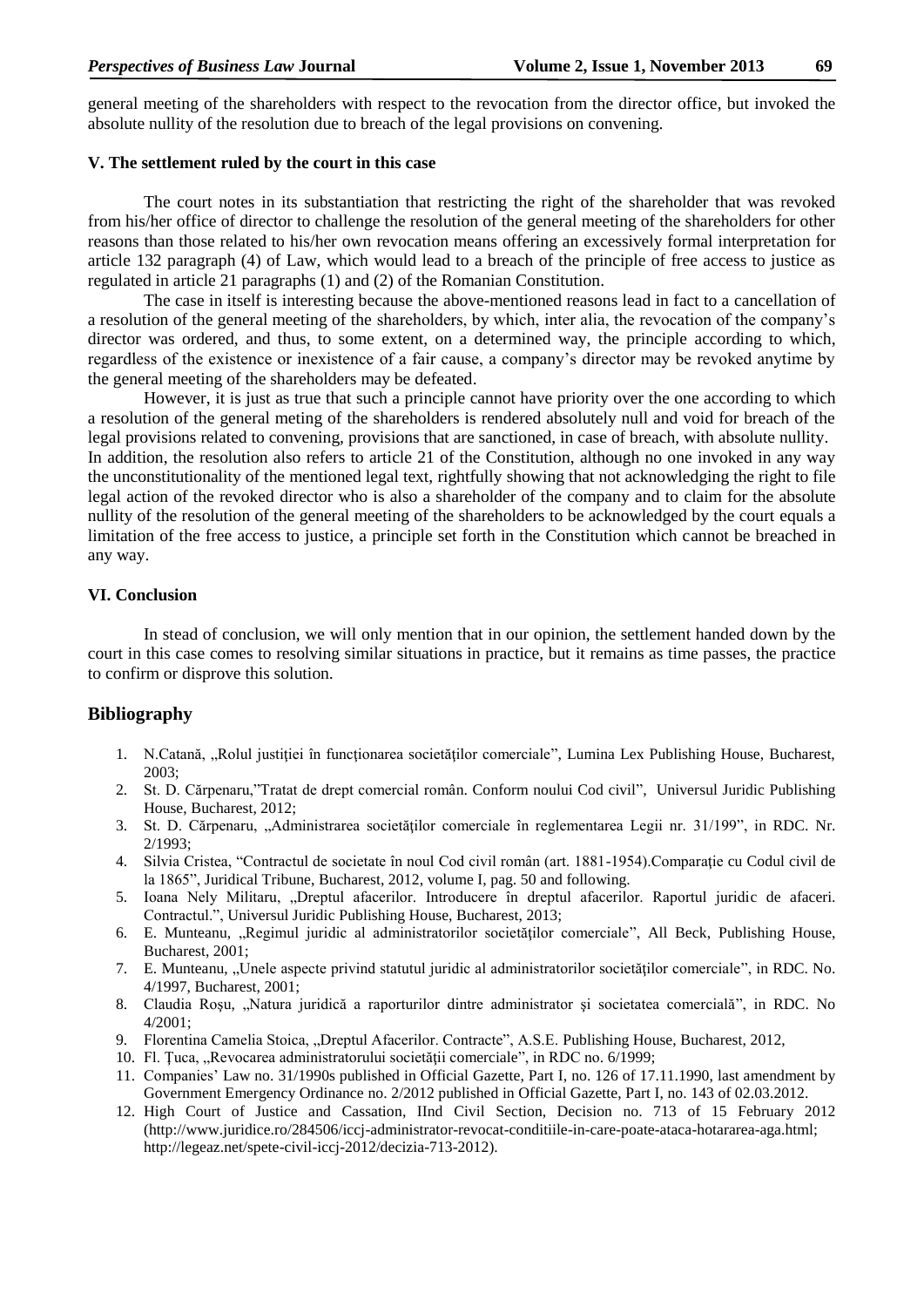general meeting of the shareholders with respect to the revocation from the director office, but invoked the absolute nullity of the resolution due to breach of the legal provisions on convening.

### V. The settlement ruled by the court in this case

The court notes in its substantiation that restricting the right of the shareholder that was revoked from his/her office of director to challenge the resolution of the general meeting of the shareholders for other reasons than those related to his/her own revocation means offering an excessively formal interpretation for article 132 paragraph (4) of Law, which would lead to a breach of the principle of free access to justice as regulated in article 21 paragraphs (1) and (2) of the Romanian Constitution.

The case in itself is interesting because the above-mentioned reasons lead in fact to a cancellation of a resolution of the general meeting of the shareholders, by which, inter alia, the revocation of the company's director was ordered, and thus, to some extent, on a determined way, the principle according to which, regardless of the existence or inexistence of a fair cause, a company's director may be revoked anytime by the general meeting of the shareholders may be defeated.

However, it is just as true that such a principle cannot have priority over the one according to which a resolution of the general meting of the shareholders is rendered absolutely null and void for breach of the legal provisions related to convening, provisions that are sanctioned, in case of breach, with absolute nullity.
In addition, the resolution also refers to article 21 of the Constitution, although no one invoked in any way the unconstitutionality of the mentioned legal text, rightfully showing that not acknowledging the right to file legal action of the revoked director who is also a shareholder of the company and to claim for the absolute nullity of the resolution of the general meeting of the shareholders to be acknowledged by the court equals a limitation of the free access to justice, a principle set forth in the Constitution which cannot be breached in any way.

### VI. Conclusion

In stead of conclusion, we will only mention that in our opinion, the settlement handed down by the court in this case comes to resolving similar situations in practice, but it remains as time passes, the practice to confirm or disprove this solution.

## Bibliography

1. N.Catană, „Rolul justiției în funcționarea societăților comerciale", Lumina Lex Publishing House, Bucharest, 2003;
2. St. D. Cărpenaru,"Tratat de drept comercial român. Conform noului Cod civil", Universul Juridic Publishing House, Bucharest, 2012;
3. St. D. Cărpenaru, „Administrarea societăților comerciale în reglementarea Legii nr. 31/199", in RDC. Nr. 2/1993;
4. Silvia Cristea, "Contractul de societate în noul Cod civil român (art. 1881-1954).Comparație cu Codul civil de la 1865", Juridical Tribune, Bucharest, 2012, volume I, pag. 50 and following.
5. Ioana Nely Militaru, „Dreptul afacerilor. Introducere în dreptul afacerilor. Raportul juridic de afaceri. Contractul.", Universul Juridic Publishing House, Bucharest, 2013;
6. E. Munteanu, „Regimul juridic al administratorilor societăților comerciale", All Beck, Publishing House, Bucharest, 2001;
7. E. Munteanu, „Unele aspecte privind statutul juridic al administratorilor societăților comerciale", in RDC. No. 4/1997, Bucharest, 2001;
8. Claudia Roşu, „Natura juridică a raporturilor dintre administrator şi societatea comercială", in RDC. No 4/2001;
9. Florentina Camelia Stoica, „Dreptul Afacerilor. Contracte", A.S.E. Publishing House, Bucharest, 2012,
10. Fl. Ţuca, „Revocarea administratorului societăţii comerciale", in RDC no. 6/1999;
11. Companies' Law no. 31/1990s published in Official Gazette, Part I, no. 126 of 17.11.1990, last amendment by Government Emergency Ordinance no. 2/2012 published in Official Gazette, Part I, no. 143 of 02.03.2012.
12. High Court of Justice and Cassation, IInd Civil Section, Decision no. 713 of 15 February 2012 (http://www.juridice.ro/284506/iccj-administrator-revocat-conditiile-in-care-poate-ataca-hotararea-aga.html; http://legeaz.net/spete-civil-iccj-2012/decizia-713-2012).